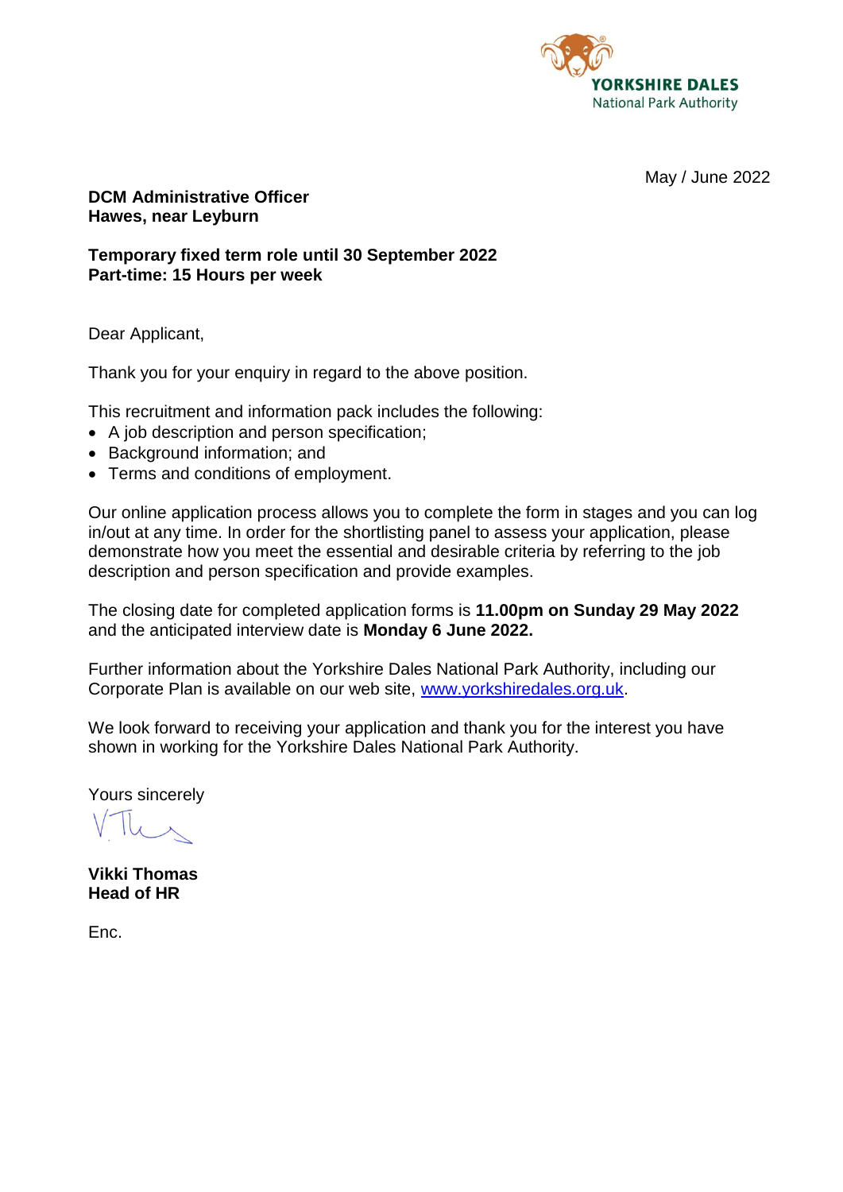YORKSHIRE DALES
National Park Authority

May / June 2022

**DCM Administrative Officer**
**Hawes, near Leyburn**

**Temporary fixed term role until 30 September 2022**
**Part-time: 15 Hours per week**

Dear Applicant,

Thank you for your enquiry in regard to the above position.

This recruitment and information pack includes the following:

- A job description and person specification;
- Background information; and
- Terms and conditions of employment.

Our online application process allows you to complete the form in stages and you can log in/out at any time. In order for the shortlisting panel to assess your application, please demonstrate how you meet the essential and desirable criteria by referring to the job description and person specification and provide examples.

The closing date for completed application forms is **11.00pm on Sunday 29 May 2022** and the anticipated interview date is **Monday 6 June 2022.**

Further information about the Yorkshire Dales National Park Authority, including our Corporate Plan is available on our web site, [www.yorkshiredales.org.uk](http://www.yorkshiredales.org.uk).

We look forward to receiving your application and thank you for the interest you have shown in working for the Yorkshire Dales National Park Authority.

Yours sincerely

**Vikki Thomas**
**Head of HR**

Enc.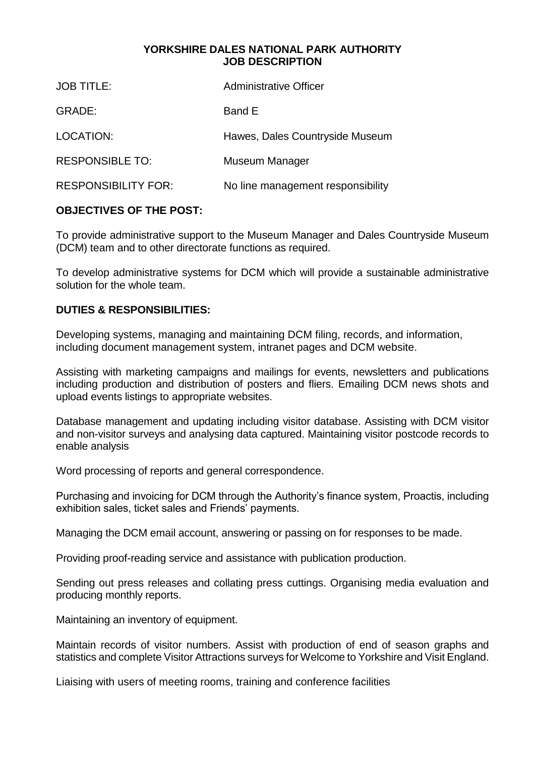**YORKSHIRE DALES NATIONAL PARK AUTHORITY**
**JOB DESCRIPTION**

| | |
|---|---|
| JOB TITLE: | Administrative Officer |
| GRADE: | Band E |
| LOCATION: | Hawes, Dales Countryside Museum |
| RESPONSIBLE TO: | Museum Manager |
| RESPONSIBILITY FOR: | No line management responsibility |

**OBJECTIVES OF THE POST:**

To provide administrative support to the Museum Manager and Dales Countryside Museum (DCM) team and to other directorate functions as required.

To develop administrative systems for DCM which will provide a sustainable administrative solution for the whole team.

**DUTIES & RESPONSIBILITIES:**

Developing systems, managing and maintaining DCM filing, records, and information, including document management system, intranet pages and DCM website.

Assisting with marketing campaigns and mailings for events, newsletters and publications including production and distribution of posters and fliers. Emailing DCM news shots and upload events listings to appropriate websites.

Database management and updating including visitor database. Assisting with DCM visitor and non-visitor surveys and analysing data captured. Maintaining visitor postcode records to enable analysis

Word processing of reports and general correspondence.

Purchasing and invoicing for DCM through the Authority's finance system, Proactis, including exhibition sales, ticket sales and Friends' payments.

Managing the DCM email account, answering or passing on for responses to be made.

Providing proof-reading service and assistance with publication production.

Sending out press releases and collating press cuttings. Organising media evaluation and producing monthly reports.

Maintaining an inventory of equipment.

Maintain records of visitor numbers. Assist with production of end of season graphs and statistics and complete Visitor Attractions surveys for Welcome to Yorkshire and Visit England.

Liaising with users of meeting rooms, training and conference facilities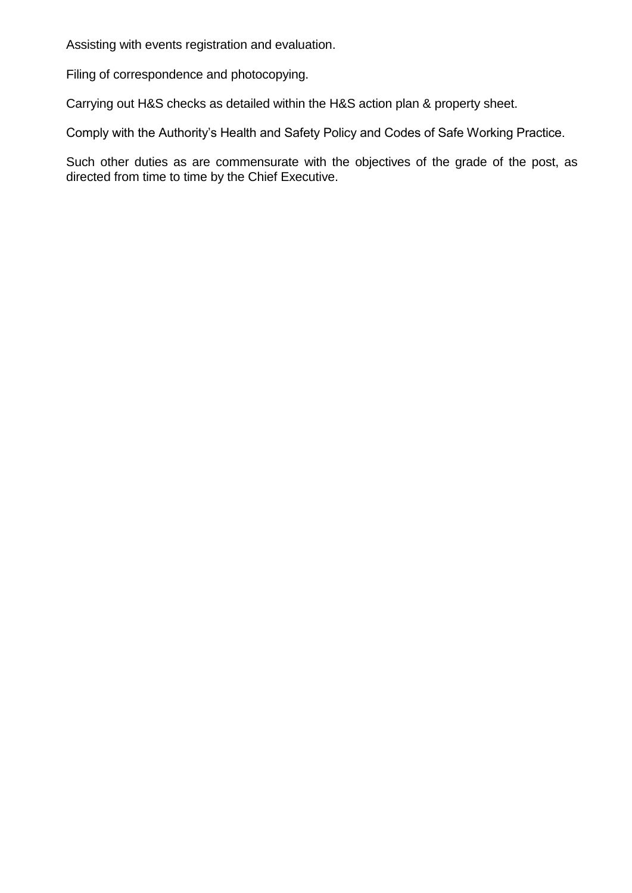Assisting with events registration and evaluation.

Filing of correspondence and photocopying.

Carrying out H&S checks as detailed within the H&S action plan & property sheet.

Comply with the Authority's Health and Safety Policy and Codes of Safe Working Practice.

Such other duties as are commensurate with the objectives of the grade of the post, as directed from time to time by the Chief Executive.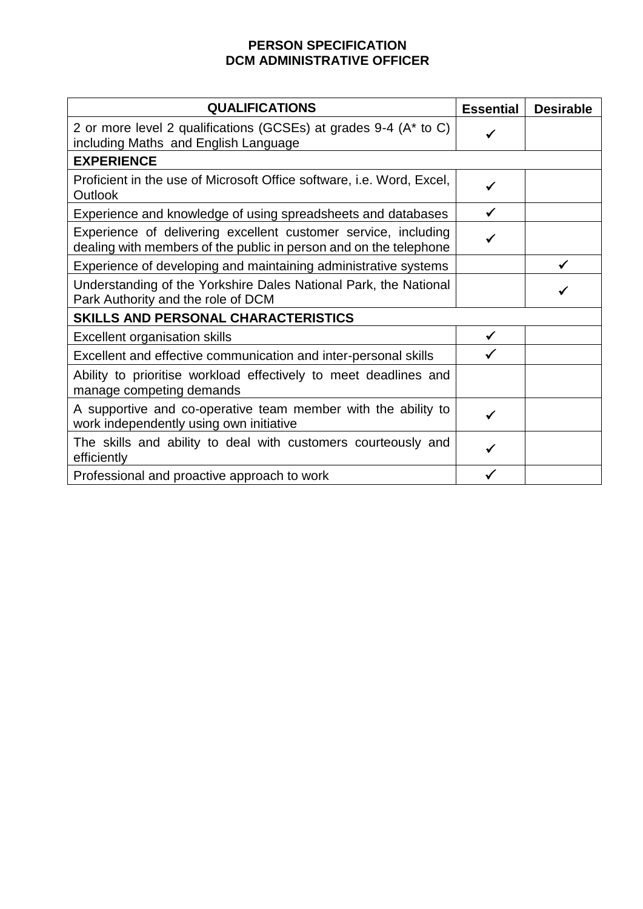# PERSON SPECIFICATION
## DCM ADMINISTRATIVE OFFICER

| QUALIFICATIONS | Essential | Desirable |
|---|---|---|
| 2 or more level 2 qualifications (GCSEs) at grades 9-4 (A* to C) including Maths and English Language | ✓ | |
| **EXPERIENCE** | | |
| Proficient in the use of Microsoft Office software, i.e. Word, Excel, Outlook | ✓ | |
| Experience and knowledge of using spreadsheets and databases | ✓ | |
| Experience of delivering excellent customer service, including dealing with members of the public in person and on the telephone | ✓ | |
| Experience of developing and maintaining administrative systems | | ✓ |
| Understanding of the Yorkshire Dales National Park, the National Park Authority and the role of DCM | | ✓ |
| **SKILLS AND PERSONAL CHARACTERISTICS** | | |
| Excellent organisation skills | ✓ | |
| Excellent and effective communication and inter-personal skills | ✓ | |
| Ability to prioritise workload effectively to meet deadlines and manage competing demands | | |
| A supportive and co-operative team member with the ability to work independently using own initiative | ✓ | |
| The skills and ability to deal with customers courteously and efficiently | ✓ | |
| Professional and proactive approach to work | ✓ | |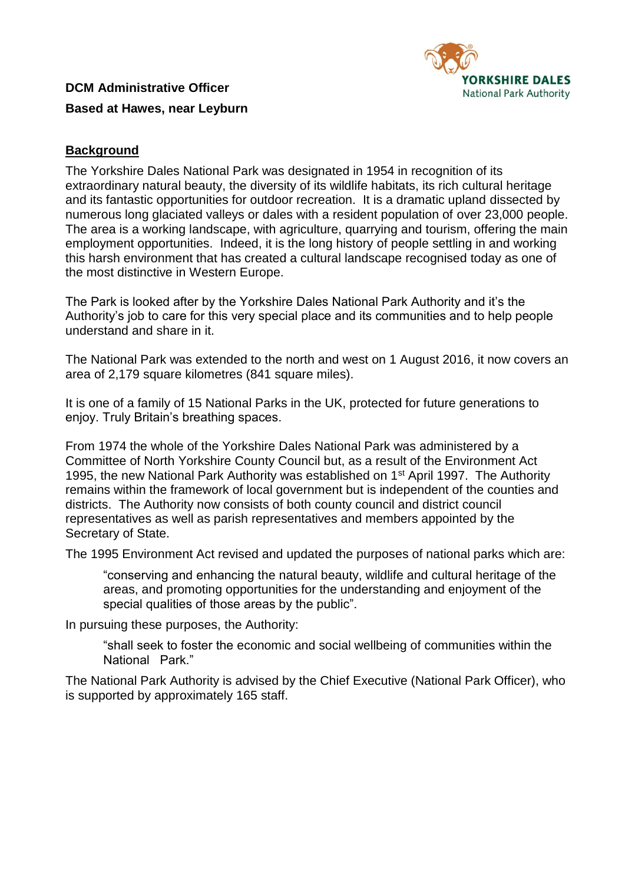**DCM Administrative Officer**

**Based at Hawes, near Leyburn**

YORKSHIRE DALES
National Park Authority

## Background

The Yorkshire Dales National Park was designated in 1954 in recognition of its extraordinary natural beauty, the diversity of its wildlife habitats, its rich cultural heritage and its fantastic opportunities for outdoor recreation. It is a dramatic upland dissected by numerous long glaciated valleys or dales with a resident population of over 23,000 people. The area is a working landscape, with agriculture, quarrying and tourism, offering the main employment opportunities. Indeed, it is the long history of people settling in and working this harsh environment that has created a cultural landscape recognised today as one of the most distinctive in Western Europe.

The Park is looked after by the Yorkshire Dales National Park Authority and it's the Authority's job to care for this very special place and its communities and to help people understand and share in it.

The National Park was extended to the north and west on 1 August 2016, it now covers an area of 2,179 square kilometres (841 square miles).

It is one of a family of 15 National Parks in the UK, protected for future generations to enjoy. Truly Britain's breathing spaces.

From 1974 the whole of the Yorkshire Dales National Park was administered by a Committee of North Yorkshire County Council but, as a result of the Environment Act 1995, the new National Park Authority was established on 1st April 1997. The Authority remains within the framework of local government but is independent of the counties and districts. The Authority now consists of both county council and district council representatives as well as parish representatives and members appointed by the Secretary of State.

The 1995 Environment Act revised and updated the purposes of national parks which are:

> "conserving and enhancing the natural beauty, wildlife and cultural heritage of the areas, and promoting opportunities for the understanding and enjoyment of the special qualities of those areas by the public".

In pursuing these purposes, the Authority:

> "shall seek to foster the economic and social wellbeing of communities within the National Park."

The National Park Authority is advised by the Chief Executive (National Park Officer), who is supported by approximately 165 staff.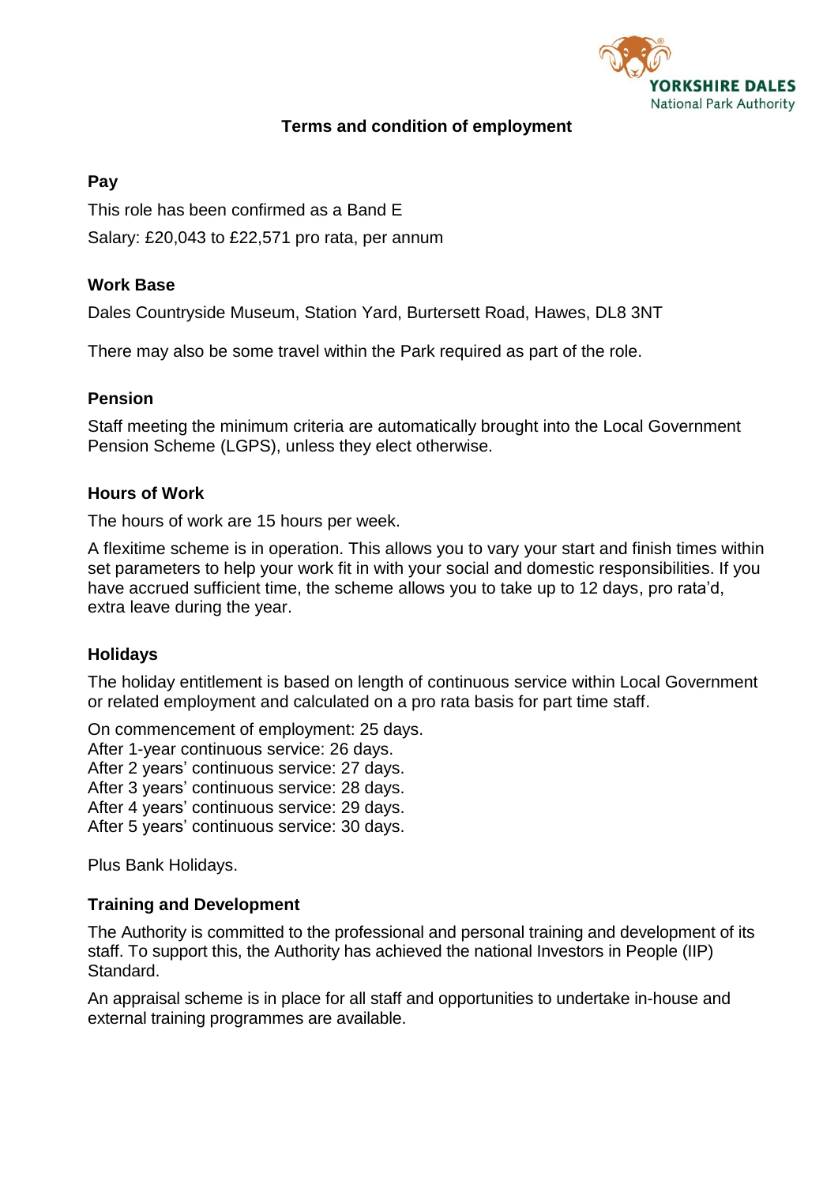YORKSHIRE DALES
National Park Authority

# Terms and condition of employment

## Pay

This role has been confirmed as a Band E

Salary: £20,043 to £22,571 pro rata, per annum

## Work Base

Dales Countryside Museum, Station Yard, Burtersett Road, Hawes, DL8 3NT

There may also be some travel within the Park required as part of the role.

## Pension

Staff meeting the minimum criteria are automatically brought into the Local Government Pension Scheme (LGPS), unless they elect otherwise.

## Hours of Work

The hours of work are 15 hours per week.

A flexitime scheme is in operation. This allows you to vary your start and finish times within set parameters to help your work fit in with your social and domestic responsibilities. If you have accrued sufficient time, the scheme allows you to take up to 12 days, pro rata'd, extra leave during the year.

## Holidays

The holiday entitlement is based on length of continuous service within Local Government or related employment and calculated on a pro rata basis for part time staff.

On commencement of employment: 25 days.
After 1-year continuous service: 26 days.
After 2 years' continuous service: 27 days.
After 3 years' continuous service: 28 days.
After 4 years' continuous service: 29 days.
After 5 years' continuous service: 30 days.

Plus Bank Holidays.

## Training and Development

The Authority is committed to the professional and personal training and development of its staff. To support this, the Authority has achieved the national Investors in People (IIP) Standard.

An appraisal scheme is in place for all staff and opportunities to undertake in-house and external training programmes are available.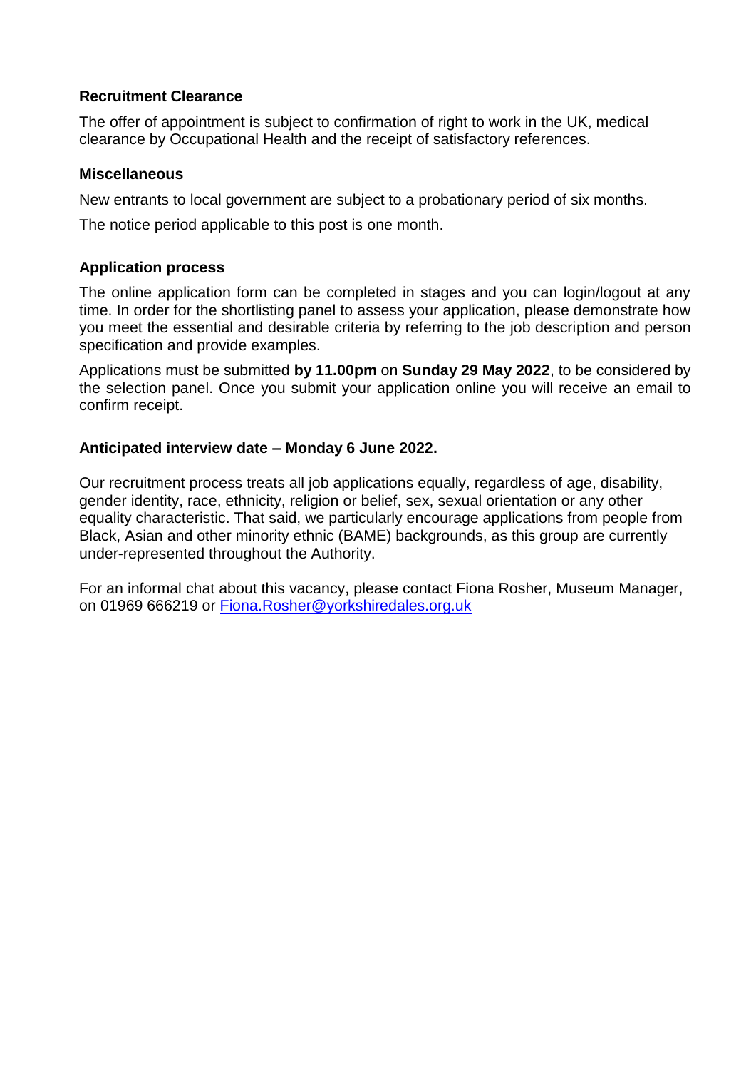### Recruitment Clearance

The offer of appointment is subject to confirmation of right to work in the UK, medical clearance by Occupational Health and the receipt of satisfactory references.

### Miscellaneous

New entrants to local government are subject to a probationary period of six months.

The notice period applicable to this post is one month.

### Application process

The online application form can be completed in stages and you can login/logout at any time. In order for the shortlisting panel to assess your application, please demonstrate how you meet the essential and desirable criteria by referring to the job description and person specification and provide examples.

Applications must be submitted **by 11.00pm** on **Sunday 29 May 2022**, to be considered by the selection panel. Once you submit your application online you will receive an email to confirm receipt.

### Anticipated interview date – Monday 6 June 2022.

Our recruitment process treats all job applications equally, regardless of age, disability, gender identity, race, ethnicity, religion or belief, sex, sexual orientation or any other equality characteristic. That said, we particularly encourage applications from people from Black, Asian and other minority ethnic (BAME) backgrounds, as this group are currently under-represented throughout the Authority.

For an informal chat about this vacancy, please contact Fiona Rosher, Museum Manager, on 01969 666219 or [Fiona.Rosher@yorkshiredales.org.uk](mailto:Fiona.Rosher@yorkshiredales.org.uk)